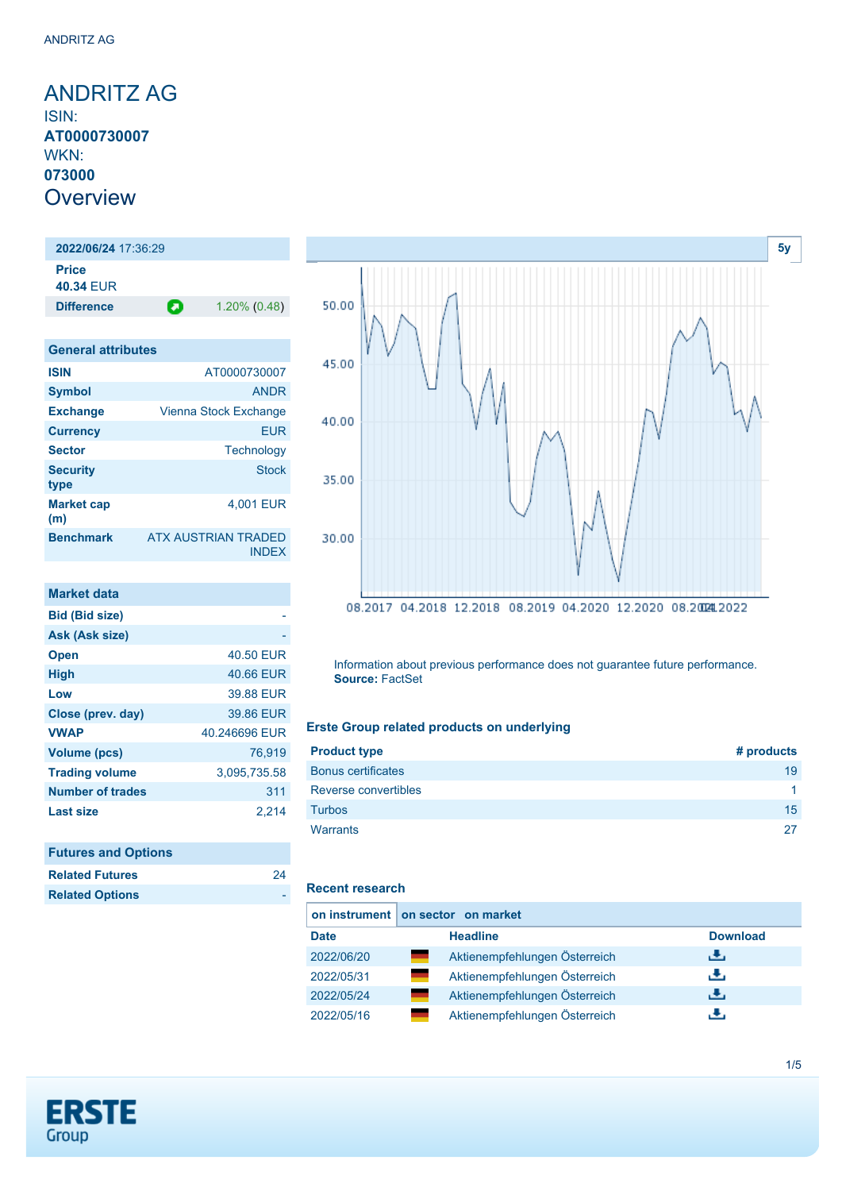# ANDRITZ AG

ISIN:
**AT0000730007**
WKN:
**073000**

## Overview

| **2022/06/24** 17:36:29 | |
|---|---|
| **Price** **40.34** EUR | |
| **Difference** | 1.20% (0.48) |

| General attributes | |
|---|---|
| **ISIN** | AT0000730007 |
| **Symbol** | ANDR |
| **Exchange** | Vienna Stock Exchange |
| **Currency** | EUR |
| **Sector** | Technology |
| **Security type** | Stock |
| **Market cap (m)** | 4,001 EUR |
| **Benchmark** | ATX AUSTRIAN TRADED INDEX |

| Market data | |
|---|---|
| **Bid (Bid size)** | - |
| **Ask (Ask size)** | - |
| **Open** | 40.50 EUR |
| **High** | 40.66 EUR |
| **Low** | 39.88 EUR |
| **Close (prev. day)** | 39.86 EUR |
| **VWAP** | 40.246696 EUR |
| **Volume (pcs)** | 76,919 |
| **Trading volume** | 3,095,735.58 |
| **Number of trades** | 311 |
| **Last size** | 2,214 |

| Futures and Options | |
|---|---|
| **Related Futures** | 24 |
| **Related Options** | - |

5y

Information about previous performance does not guarantee future performance.
**Source:** FactSet

### Erste Group related products on underlying

| Product type | # products |
|---|---|
| Bonus certificates | 19 |
| Reverse convertibles | 1 |
| Turbos | 15 |
| Warrants | 27 |

### Recent research

**on instrument** | **on sector** | **on market**

| Date | Headline | Download |
|---|---|---|
| 2022/06/20 | Aktienempfehlungen Österreich | |
| 2022/05/31 | Aktienempfehlungen Österreich | |
| 2022/05/24 | Aktienempfehlungen Österreich | |
| 2022/05/16 | Aktienempfehlungen Österreich | |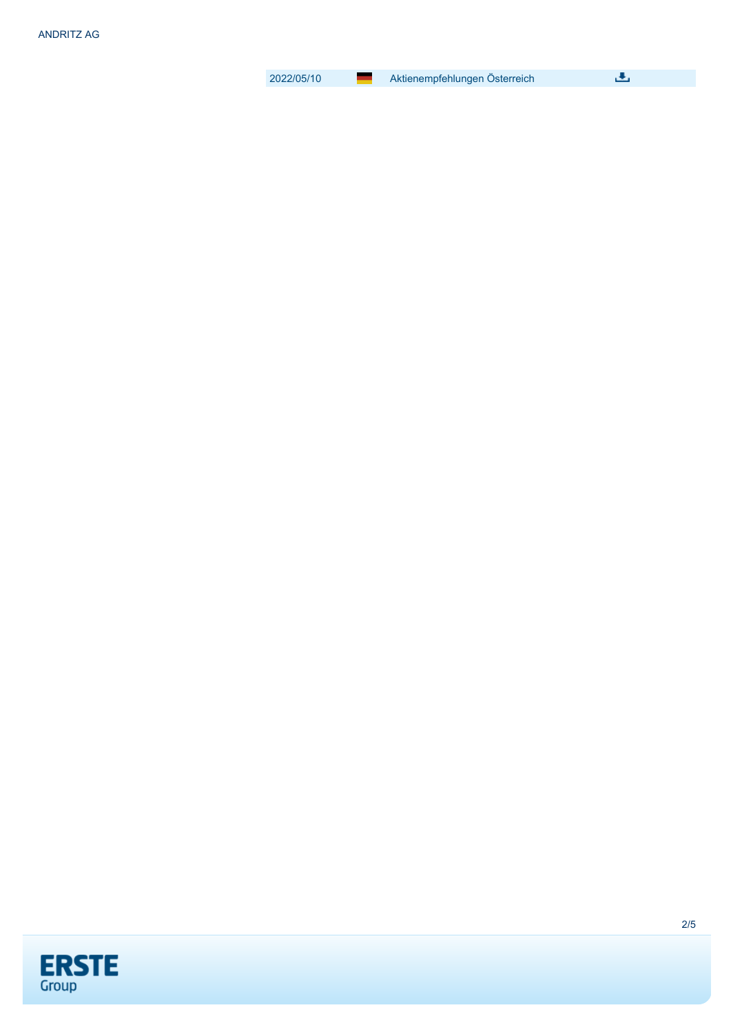| 2022/05/10 | Aktienempfehlungen Österreich |
| --- | --- |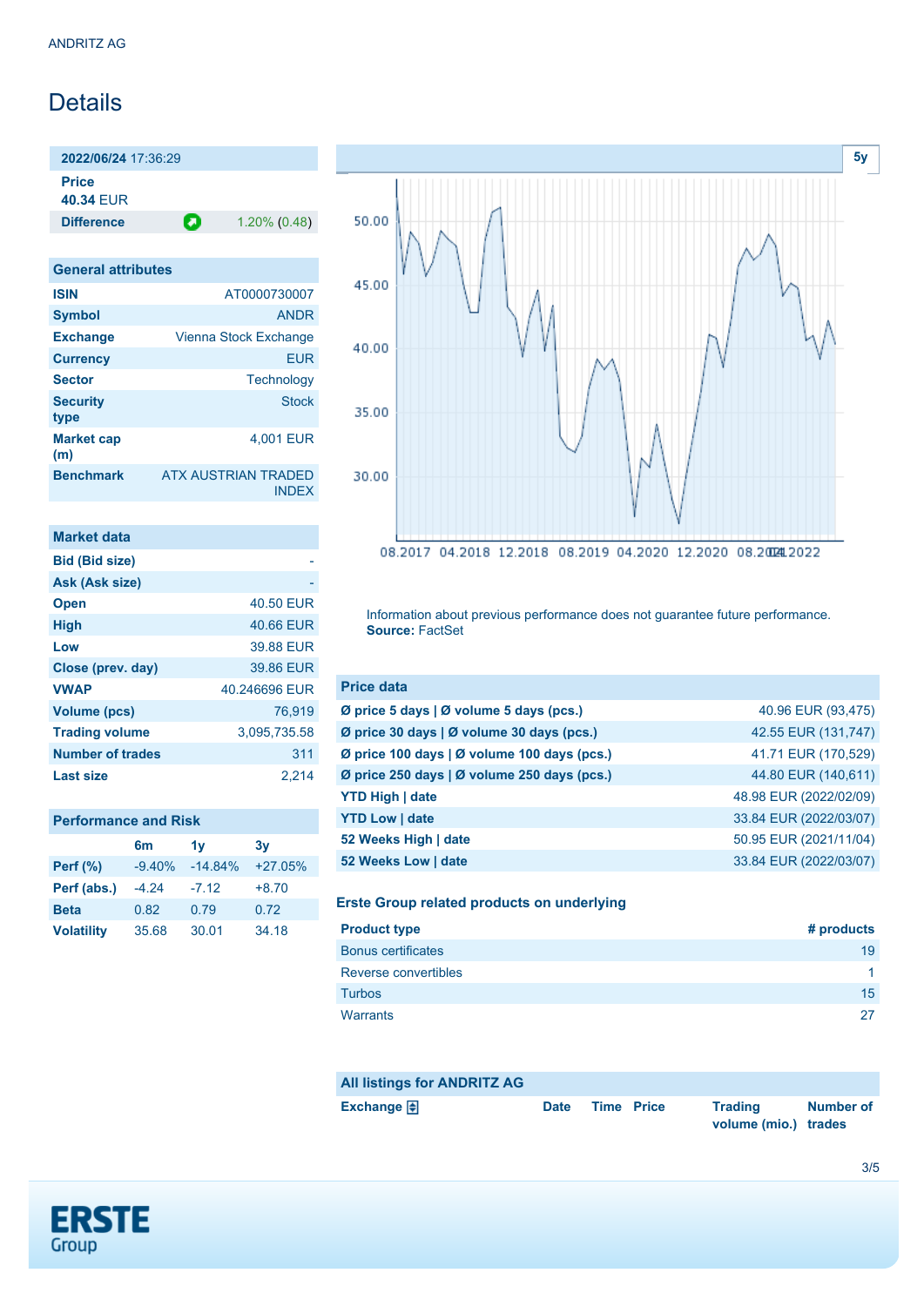ANDRITZ AG

# Details

| **2022/06/24** 17:36:29 | |
|---|---|
| **Price** | |
| **40.34** EUR | |
| **Difference** | 1.20% (0.48) |

| General attributes | |
|---|---|
| **ISIN** | AT0000730007 |
| **Symbol** | ANDR |
| **Exchange** | Vienna Stock Exchange |
| **Currency** | EUR |
| **Sector** | Technology |
| **Security type** | Stock |
| **Market cap (m)** | 4,001 EUR |
| **Benchmark** | ATX AUSTRIAN TRADED INDEX |

| Market data | |
|---|---|
| **Bid (Bid size)** | - |
| **Ask (Ask size)** | - |
| **Open** | 40.50 EUR |
| **High** | 40.66 EUR |
| **Low** | 39.88 EUR |
| **Close (prev. day)** | 39.86 EUR |
| **VWAP** | 40.246696 EUR |
| **Volume (pcs)** | 76,919 |
| **Trading volume** | 3,095,735.58 |
| **Number of trades** | 311 |
| **Last size** | 2,214 |

| Performance and Risk | 6m | 1y | 3y |
|---|---|---|---|
| **Perf (%)** | -9.40% | -14.84% | +27.05% |
| **Perf (abs.)** | -4.24 | -7.12 | +8.70 |
| **Beta** | 0.82 | 0.79 | 0.72 |
| **Volatility** | 35.68 | 30.01 | 34.18 |

5y

Information about previous performance does not guarantee future performance.
**Source:** FactSet

| Price data | |
|---|---|
| **Ø price 5 days \| Ø volume 5 days (pcs.)** | 40.96 EUR (93,475) |
| **Ø price 30 days \| Ø volume 30 days (pcs.)** | 42.55 EUR (131,747) |
| **Ø price 100 days \| Ø volume 100 days (pcs.)** | 41.71 EUR (170,529) |
| **Ø price 250 days \| Ø volume 250 days (pcs.)** | 44.80 EUR (140,611) |
| **YTD High \| date** | 48.98 EUR (2022/02/09) |
| **YTD Low \| date** | 33.84 EUR (2022/03/07) |
| **52 Weeks High \| date** | 50.95 EUR (2021/11/04) |
| **52 Weeks Low \| date** | 33.84 EUR (2022/03/07) |

### Erste Group related products on underlying

| Product type | # products |
|---|---|
| Bonus certificates | 19 |
| Reverse convertibles | 1 |
| Turbos | 15 |
| Warrants | 27 |

| All listings for ANDRITZ AG | | | | | |
|---|---|---|---|---|---|
| **Exchange** | **Date** | **Time** | **Price** | **Trading volume (mio.)** | **Number of trades** |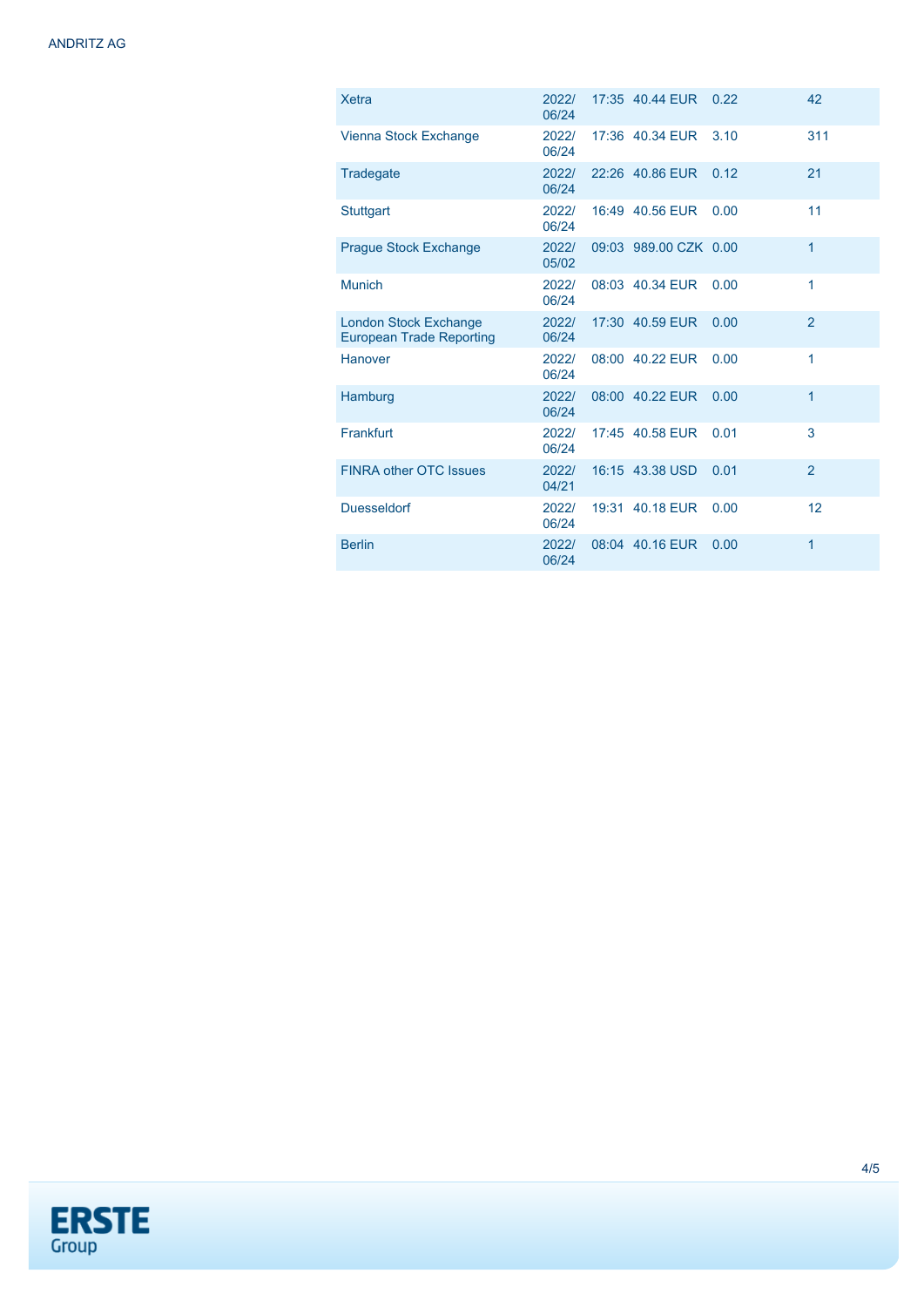| | | | | | |
|---|---|---|---|---|---|
| Xetra | 2022/ 06/24 | 17:35 | 40.44 EUR | 0.22 | 42 |
| Vienna Stock Exchange | 2022/ 06/24 | 17:36 | 40.34 EUR | 3.10 | 311 |
| Tradegate | 2022/ 06/24 | 22:26 | 40.86 EUR | 0.12 | 21 |
| Stuttgart | 2022/ 06/24 | 16:49 | 40.56 EUR | 0.00 | 11 |
| Prague Stock Exchange | 2022/ 05/02 | 09:03 | 989.00 CZK | 0.00 | 1 |
| Munich | 2022/ 06/24 | 08:03 | 40.34 EUR | 0.00 | 1 |
| London Stock Exchange European Trade Reporting | 2022/ 06/24 | 17:30 | 40.59 EUR | 0.00 | 2 |
| Hanover | 2022/ 06/24 | 08:00 | 40.22 EUR | 0.00 | 1 |
| Hamburg | 2022/ 06/24 | 08:00 | 40.22 EUR | 0.00 | 1 |
| Frankfurt | 2022/ 06/24 | 17:45 | 40.58 EUR | 0.01 | 3 |
| FINRA other OTC Issues | 2022/ 04/21 | 16:15 | 43.38 USD | 0.01 | 2 |
| Duesseldorf | 2022/ 06/24 | 19:31 | 40.18 EUR | 0.00 | 12 |
| Berlin | 2022/ 06/24 | 08:04 | 40.16 EUR | 0.00 | 1 |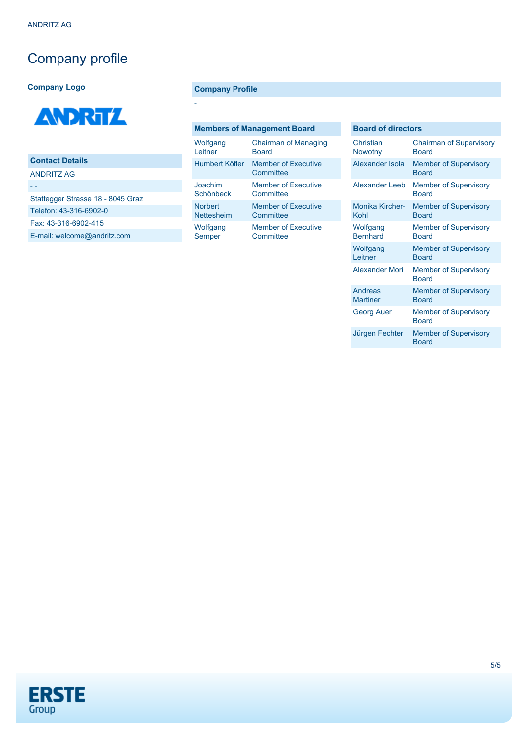# Company profile

**Company Logo**

## Contact Details

ANDRITZ AG

- -

Stattegger Strasse 18 - 8045 Graz

Telefon: 43-316-6902-0

Fax: 43-316-6902-415

E-mail: welcome@andritz.com

## Company Profile

-

## Members of Management Board

| | |
|---|---|
| Wolfgang Leitner | Chairman of Managing Board |
| Humbert Köfler | Member of Executive Committee |
| Joachim Schönbeck | Member of Executive Committee |
| Norbert Nettesheim | Member of Executive Committee |
| Wolfgang Semper | Member of Executive Committee |

## Board of directors

| | |
|---|---|
| Christian Nowotny | Chairman of Supervisory Board |
| Alexander Isola | Member of Supervisory Board |
| Alexander Leeb | Member of Supervisory Board |
| Monika Kircher-Kohl | Member of Supervisory Board |
| Wolfgang Bernhard | Member of Supervisory Board |
| Wolfgang Leitner | Member of Supervisory Board |
| Alexander Mori | Member of Supervisory Board |
| Andreas Martiner | Member of Supervisory Board |
| Georg Auer | Member of Supervisory Board |
| Jürgen Fechter | Member of Supervisory Board |